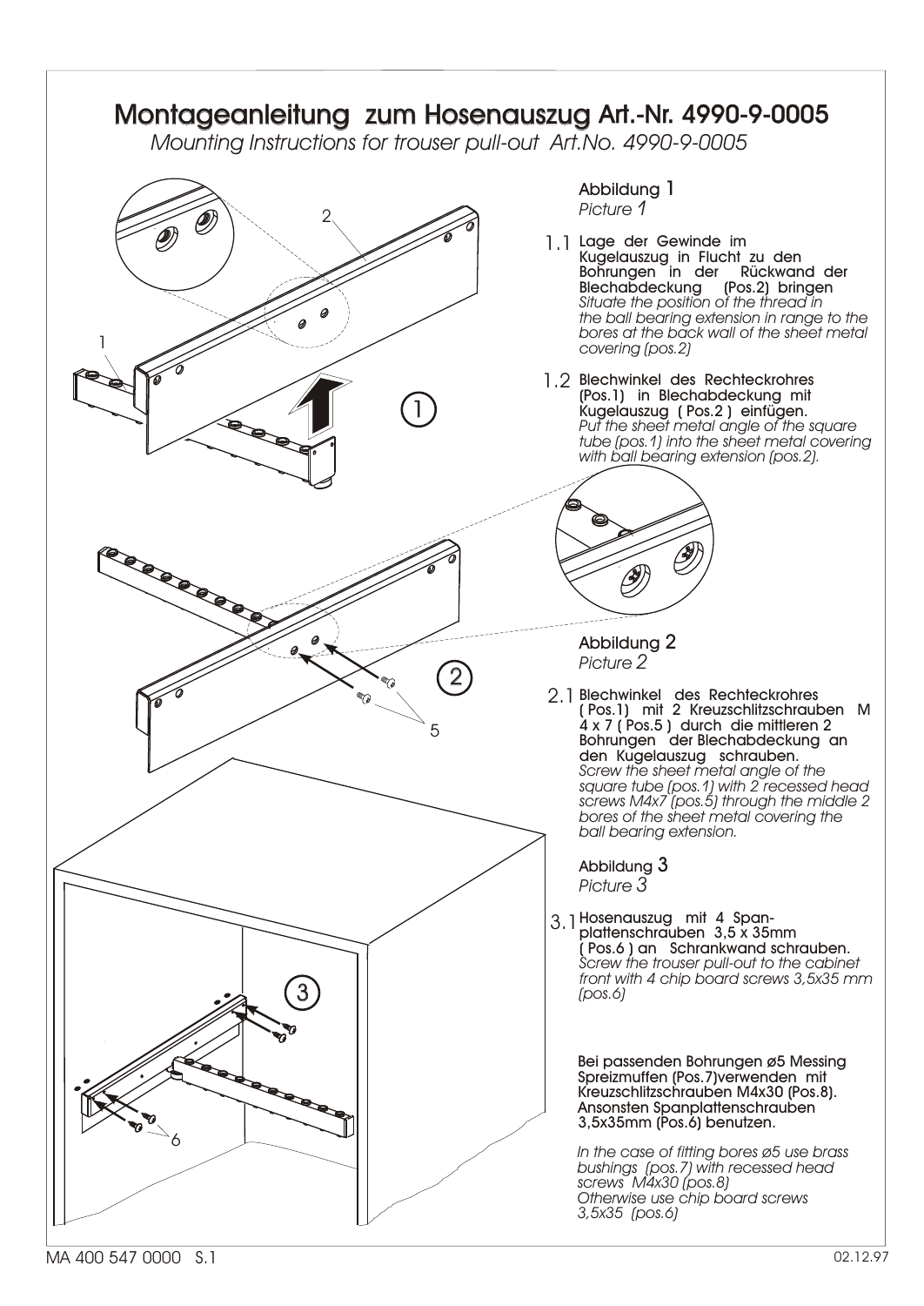# Montageanleitung zum Hosenauszug Art.-Nr. 4990-9-0005

*Mounting Instructions for trouser pull-out Art.No. 4990-9-0005*

## Abbildung 1
*Picture 1*

1.1 Lage der Gewinde im Kugelauszug in Flucht zu den Bohrungen in der Rückwand der Blechabdeckung (Pos.2) bringen
*Situate the position of the thread in the ball bearing extension in range to the bores at the back wall of the sheet metal covering (pos.2)*

1.2 Blechwinkel des Rechteckrohres (Pos.1) in Blechabdeckung mit Kugelauszug ( Pos.2 ) einfügen.
*Put the sheet metal angle of the square tube (pos.1) into the sheet metal covering with ball bearing extension (pos.2).*

## Abbildung 2
*Picture 2*

2.1 Blechwinkel des Rechteckrohres ( Pos.1) mit 2 Kreuzschlitzschrauben M 4 x 7 ( Pos.5 ) durch die mittleren 2 Bohrungen der Blechabdeckung an den Kugelauszug schrauben.
*Screw the sheet metal angle of the square tube (pos.1) with 2 recessed head screws M4x7 (pos.5) through the middle 2 bores of the sheet metal covering the ball bearing extension.*

## Abbildung 3
*Picture 3*

3.1 Hosenauszug mit 4 Spanplattenschrauben 3,5 x 35mm ( Pos.6 ) an Schrankwand schrauben.
*Screw the trouser pull-out to the cabinet front with 4 chip board screws 3,5x35 mm (pos.6)*

Bei passenden Bohrungen ø5 Messing Spreizmuffen (Pos.7)verwenden mit Kreuzschlitzschrauben M4x30 (Pos.8). Ansonsten Spanplattenschrauben 3,5x35mm (Pos.6) benutzen.

*In the case of fitting bores ø5 use brass bushings (pos.7) with recessed head screws M4x30 (pos.8)*
*Otherwise use chip board screws 3,5x35 (pos.6)*

MA 400 547 0000 S.1 02.12.97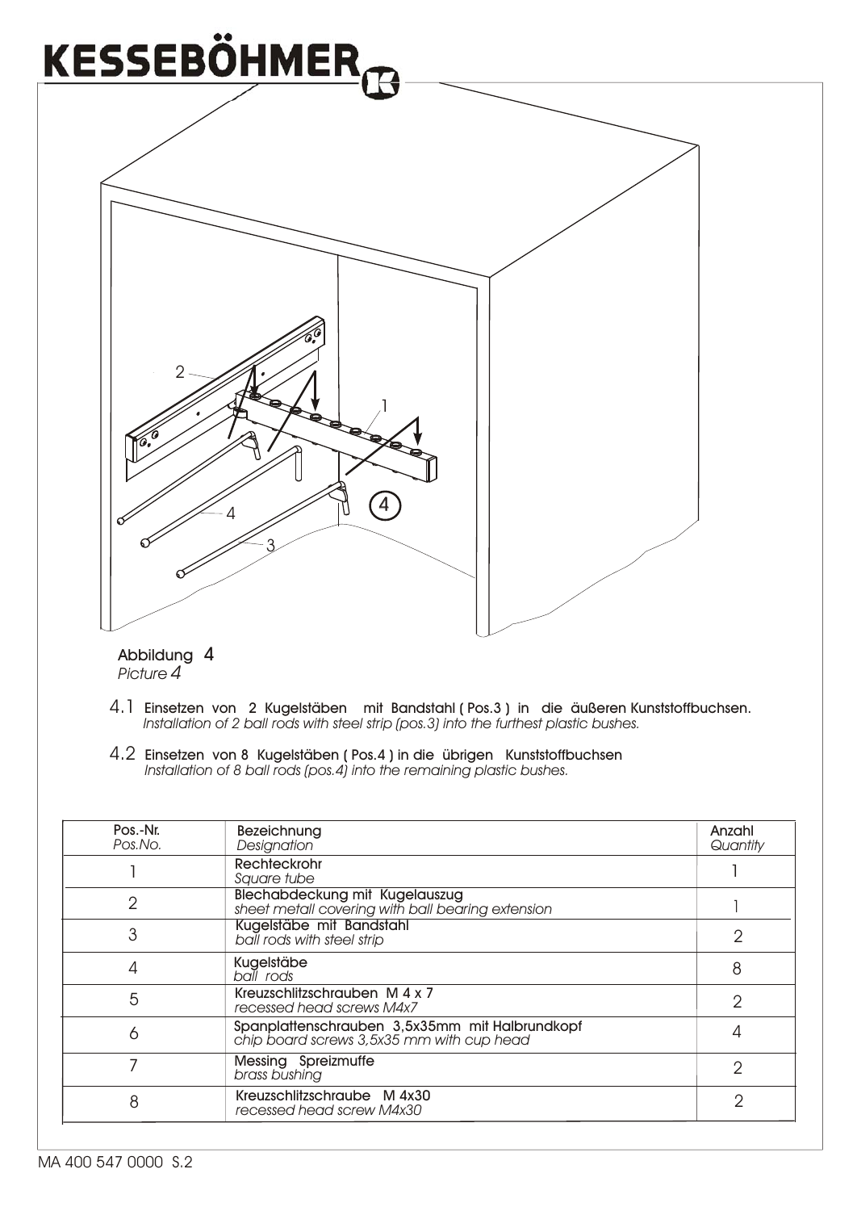KESSEBÖHMER

2

1

4

4

3

Abbildung 4
*Picture 4*

4.1 Einsetzen von 2 Kugelstäben mit Bandstahl ( Pos.3 ) in die äußeren Kunststoffbuchsen.
*Installation of 2 ball rods with steel strip (pos.3) into the furthest plastic bushes.*

4.2 Einsetzen von 8 Kugelstäben ( Pos.4 ) in die übrigen Kunststoffbuchsen
*Installation of 8 ball rods (pos.4) into the remaining plastic bushes.*

| Pos.-Nr. *Pos.No.* | Bezeichnung *Designation* | Anzahl *Quantity* |
|---|---|---|
| 1 | Rechteckrohr *Square tube* | 1 |
| 2 | Blechabdeckung mit Kugelauszug *sheet metall covering with ball bearing extension* | 1 |
| 3 | Kugelstäbe mit Bandstahl *ball rods with steel strip* | 2 |
| 4 | Kugelstäbe *ball rods* | 8 |
| 5 | Kreuzschlitzschrauben M 4 x 7 *recessed head screws M4x7* | 2 |
| 6 | Spanplattenschrauben 3,5x35mm mit Halbrundkopf *chip board screws 3,5x35 mm with cup head* | 4 |
| 7 | Messing Spreizmuffe *brass bushing* | 2 |
| 8 | Kreuzschlitzschraube M 4x30 *recessed head screw M4x30* | 2 |

MA 400 547 0000 S.2